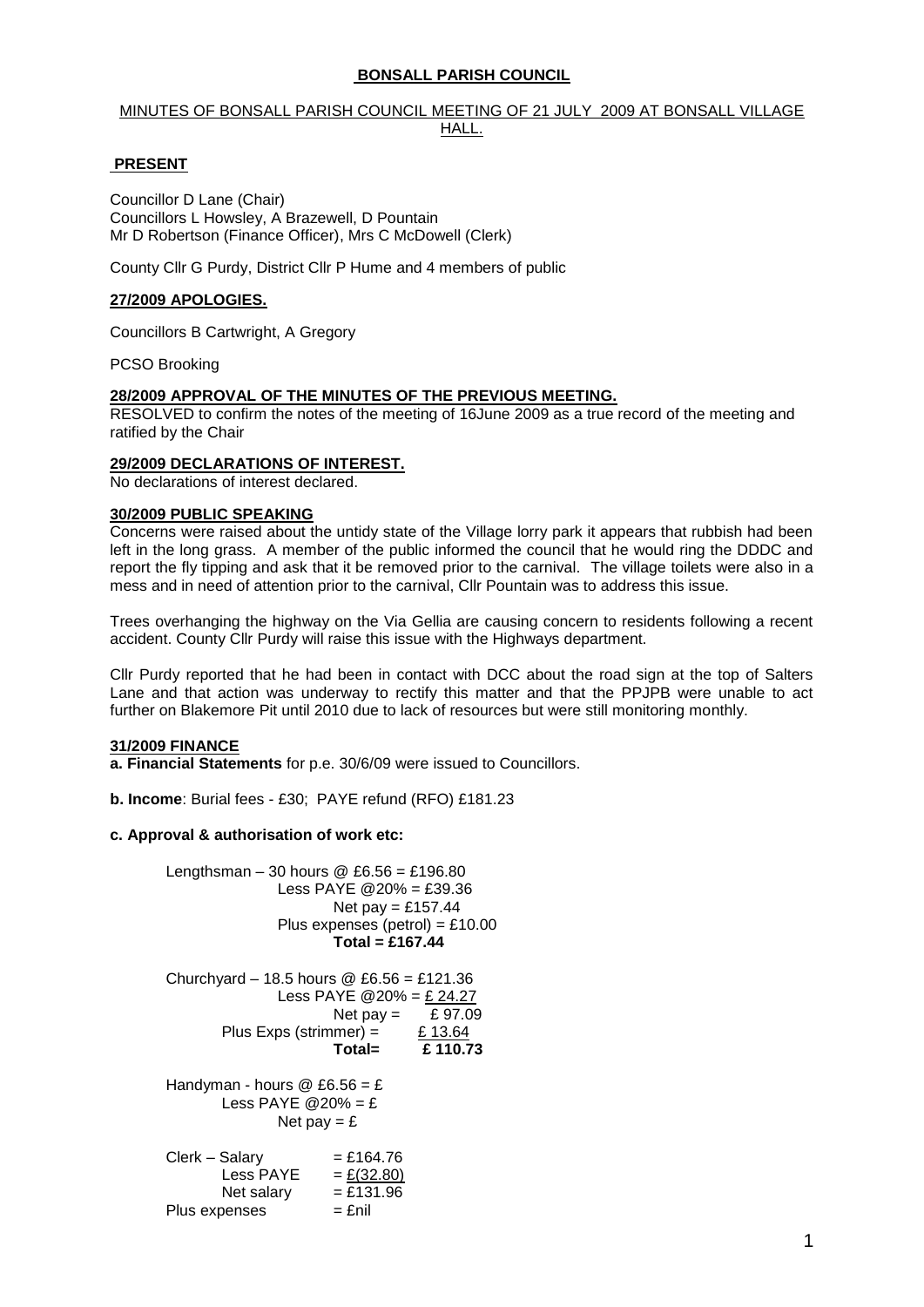# BONSALL PARISH COUNCIL

MINUTES OF BONSALL PARISH COUNCIL MEETING OF 21 JULY 2009 AT BONSALL VILLAGE HALL.

## PRESENT

Councillor D Lane (Chair)
Councillors L Howsley, A Brazewell, D Pountain
Mr D Robertson (Finance Officer), Mrs C McDowell (Clerk)

County Cllr G Purdy, District Cllr P Hume and 4 members of public

## 27/2009 APOLOGIES.

Councillors B Cartwright, A Gregory

PCSO Brooking

## 28/2009 APPROVAL OF THE MINUTES OF THE PREVIOUS MEETING.

RESOLVED to confirm the notes of the meeting of 16June 2009 as a true record of the meeting and ratified by the Chair

## 29/2009 DECLARATIONS OF INTEREST.

No declarations of interest declared.

## 30/2009 PUBLIC SPEAKING

Concerns were raised about the untidy state of the Village lorry park it appears that rubbish had been left in the long grass. A member of the public informed the council that he would ring the DDDC and report the fly tipping and ask that it be removed prior to the carnival. The village toilets were also in a mess and in need of attention prior to the carnival, Cllr Pountain was to address this issue.

Trees overhanging the highway on the Via Gellia are causing concern to residents following a recent accident. County Cllr Purdy will raise this issue with the Highways department.

Cllr Purdy reported that he had been in contact with DCC about the road sign at the top of Salters Lane and that action was underway to rectify this matter and that the PPJPB were unable to act further on Blakemore Pit until 2010 due to lack of resources but were still monitoring monthly.

## 31/2009 FINANCE

**a. Financial Statements** for p.e. 30/6/09 were issued to Councillors.

**b. Income**: Burial fees - £30; PAYE refund (RFO) £181.23

**c. Approval & authorisation of work etc:**

Lengthsman – 30 hours @ £6.56 = £196.80
Less PAYE @20% = £39.36
Net pay = £157.44
Plus expenses (petrol) = £10.00
**Total = £167.44**

Churchyard – 18.5 hours @ £6.56 = £121.36
Less PAYE @20% = £ 24.27
Net pay = £ 97.09
Plus Exps (strimmer) = £ 13.64
**Total= £ 110.73**

Handyman - hours @ £6.56 = £
Less PAYE @20% = £
Net pay = £

Clerk – Salary = £164.76
Less PAYE = £(32.80)
Net salary = £131.96
Plus expenses = £nil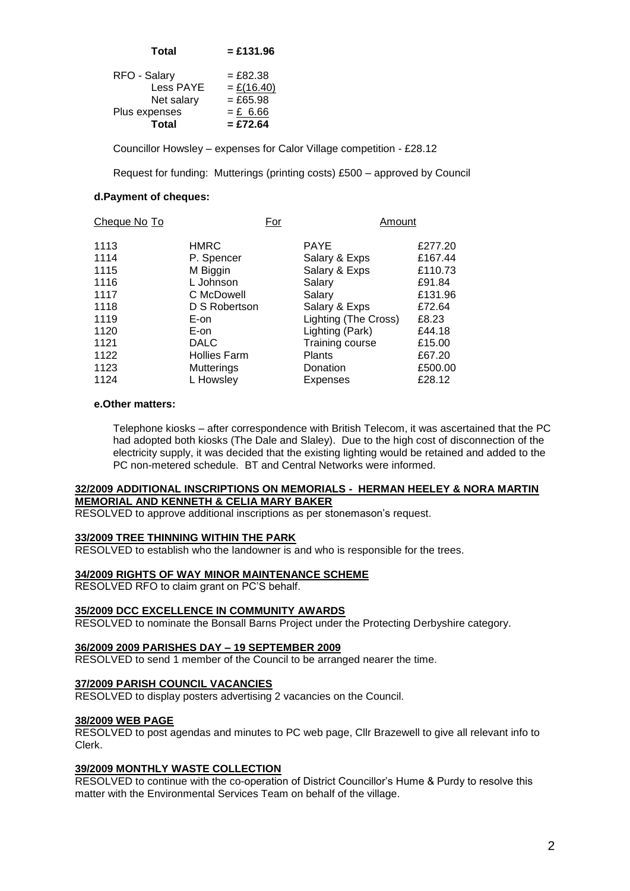**Total** **= £131.96**

| | |
|---|---|
| RFO - Salary | = £82.38 |
| Less PAYE | = £(16.40) |
| Net salary | = £65.98 |
| Plus expenses | = £ 6.66 |
| **Total** | **= £72.64** |

Councillor Howsley – expenses for Calor Village competition - £28.12

Request for funding: Mutterings (printing costs) £500 – approved by Council

**d.Payment of cheques:**

| Cheque No | To | For | Amount |
|---|---|---|---|
| 1113 | HMRC | PAYE | £277.20 |
| 1114 | P. Spencer | Salary & Exps | £167.44 |
| 1115 | M Biggin | Salary & Exps | £110.73 |
| 1116 | L Johnson | Salary | £91.84 |
| 1117 | C McDowell | Salary | £131.96 |
| 1118 | D S Robertson | Salary & Exps | £72.64 |
| 1119 | E-on | Lighting (The Cross) | £8.23 |
| 1120 | E-on | Lighting (Park) | £44.18 |
| 1121 | DALC | Training course | £15.00 |
| 1122 | Hollies Farm | Plants | £67.20 |
| 1123 | Mutterings | Donation | £500.00 |
| 1124 | L Howsley | Expenses | £28.12 |

**e.Other matters:**

Telephone kiosks – after correspondence with British Telecom, it was ascertained that the PC had adopted both kiosks (The Dale and Slaley). Due to the high cost of disconnection of the electricity supply, it was decided that the existing lighting would be retained and added to the PC non-metered schedule. BT and Central Networks were informed.

**32/2009 ADDITIONAL INSCRIPTIONS ON MEMORIALS - HERMAN HEELEY & NORA MARTIN MEMORIAL AND KENNETH & CELIA MARY BAKER**

RESOLVED to approve additional inscriptions as per stonemason's request.

**33/2009 TREE THINNING WITHIN THE PARK**

RESOLVED to establish who the landowner is and who is responsible for the trees.

**34/2009 RIGHTS OF WAY MINOR MAINTENANCE SCHEME**

RESOLVED RFO to claim grant on PC'S behalf.

**35/2009 DCC EXCELLENCE IN COMMUNITY AWARDS**

RESOLVED to nominate the Bonsall Barns Project under the Protecting Derbyshire category.

**36/2009 2009 PARISHES DAY – 19 SEPTEMBER 2009**

RESOLVED to send 1 member of the Council to be arranged nearer the time.

**37/2009 PARISH COUNCIL VACANCIES**

RESOLVED to display posters advertising 2 vacancies on the Council.

**38/2009 WEB PAGE**

RESOLVED to post agendas and minutes to PC web page, Cllr Brazewell to give all relevant info to Clerk.

**39/2009 MONTHLY WASTE COLLECTION**

RESOLVED to continue with the co-operation of District Councillor's Hume & Purdy to resolve this matter with the Environmental Services Team on behalf of the village.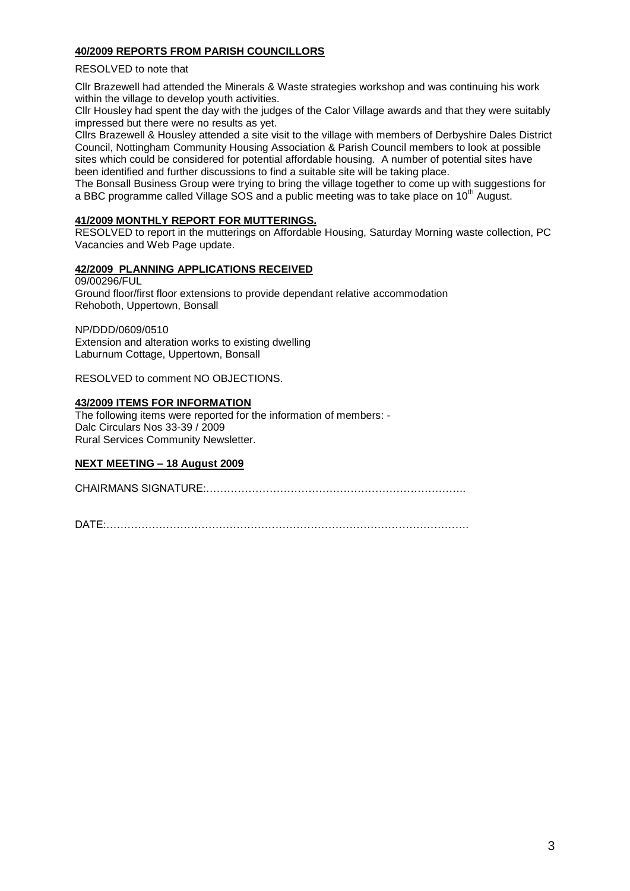**40/2009 REPORTS FROM PARISH COUNCILLORS**

RESOLVED to note that

Cllr Brazewell had attended the Minerals & Waste strategies workshop and was continuing his work within the village to develop youth activities.
Cllr Housley had spent the day with the judges of the Calor Village awards and that they were suitably impressed but there were no results as yet.
Cllrs Brazewell & Housley attended a site visit to the village with members of Derbyshire Dales District Council, Nottingham Community Housing Association & Parish Council members to look at possible sites which could be considered for potential affordable housing. A number of potential sites have been identified and further discussions to find a suitable site will be taking place.
The Bonsall Business Group were trying to bring the village together to come up with suggestions for a BBC programme called Village SOS and a public meeting was to take place on 10th August.

**41/2009 MONTHLY REPORT FOR MUTTERINGS.**
RESOLVED to report in the mutterings on Affordable Housing, Saturday Morning waste collection, PC Vacancies and Web Page update.

**42/2009 PLANNING APPLICATIONS RECEIVED**
09/00296/FUL
Ground floor/first floor extensions to provide dependant relative accommodation
Rehoboth, Uppertown, Bonsall

NP/DDD/0609/0510
Extension and alteration works to existing dwelling
Laburnum Cottage, Uppertown, Bonsall

RESOLVED to comment NO OBJECTIONS.

**43/2009 ITEMS FOR INFORMATION**
The following items were reported for the information of members: -
Dalc Circulars Nos 33-39 / 2009
Rural Services Community Newsletter.

**NEXT MEETING – 18 August 2009**

CHAIRMANS SIGNATURE:……………………………………………………………….

DATE:……………………………………………………………………………………….